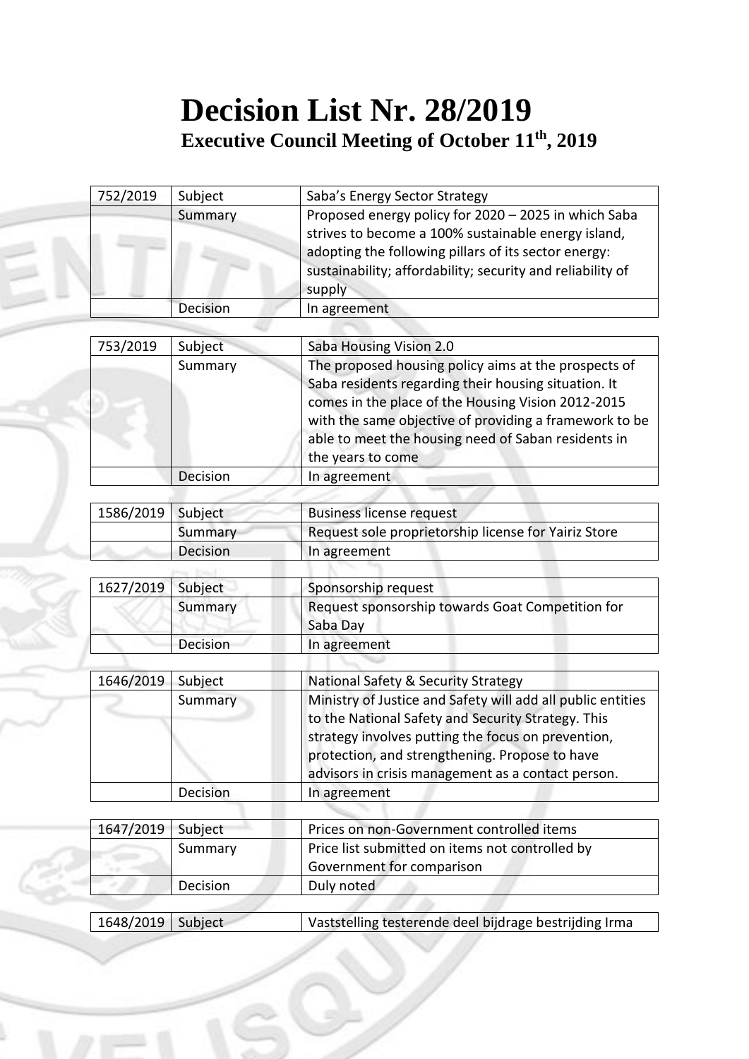# Decision List Nr. 28/2019

## Executive Council Meeting of October 11th, 2019

| 752/2019 | Subject | Saba's Energy Sector Strategy |
|---|---|---|
| | Summary | Proposed energy policy for 2020 – 2025 in which Saba strives to become a 100% sustainable energy island, adopting the following pillars of its sector energy: sustainability; affordability; security and reliability of supply |
| | Decision | In agreement |

| 753/2019 | Subject | Saba Housing Vision 2.0 |
|---|---|---|
| | Summary | The proposed housing policy aims at the prospects of Saba residents regarding their housing situation. It comes in the place of the Housing Vision 2012-2015 with the same objective of providing a framework to be able to meet the housing need of Saban residents in the years to come |
| | Decision | In agreement |

| 1586/2019 | Subject | Business license request |
|---|---|---|
| | Summary | Request sole proprietorship license for Yairiz Store |
| | Decision | In agreement |

| 1627/2019 | Subject | Sponsorship request |
|---|---|---|
| | Summary | Request sponsorship towards Goat Competition for Saba Day |
| | Decision | In agreement |

| 1646/2019 | Subject | National Safety & Security Strategy |
|---|---|---|
| | Summary | Ministry of Justice and Safety will add all public entities to the National Safety and Security Strategy. This strategy involves putting the focus on prevention, protection, and strengthening. Propose to have advisors in crisis management as a contact person. |
| | Decision | In agreement |

| 1647/2019 | Subject | Prices on non-Government controlled items |
|---|---|---|
| | Summary | Price list submitted on items not controlled by Government for comparison |
| | Decision | Duly noted |

| 1648/2019 | Subject | Vaststelling testerende deel bijdrage bestrijding Irma |
|---|---|---|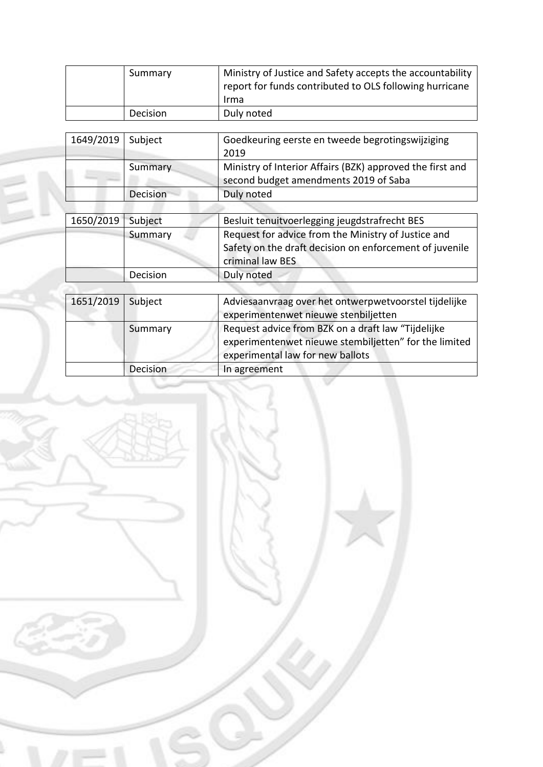| | | |
|---|---|---|
| | Summary | Ministry of Justice and Safety accepts the accountability report for funds contributed to OLS following hurricane Irma |
| | Decision | Duly noted |

| | | |
|---|---|---|
| 1649/2019 | Subject | Goedkeuring eerste en tweede begrotingswijziging 2019 |
| | Summary | Ministry of Interior Affairs (BZK) approved the first and second budget amendments 2019 of Saba |
| | Decision | Duly noted |

| | | |
|---|---|---|
| 1650/2019 | Subject | Besluit tenuitvoerlegging jeugdstrafrecht BES |
| | Summary | Request for advice from the Ministry of Justice and Safety on the draft decision on enforcement of juvenile criminal law BES |
| | Decision | Duly noted |

| | | |
|---|---|---|
| 1651/2019 | Subject | Adviesaanvraag over het ontwerpwetvoorstel tijdelijke experimentenwet nieuwe stenbiljetten |
| | Summary | Request advice from BZK on a draft law "Tijdelijke experimentenwet nieuwe stembiljetten" for the limited experimental law for new ballots |
| | Decision | In agreement |